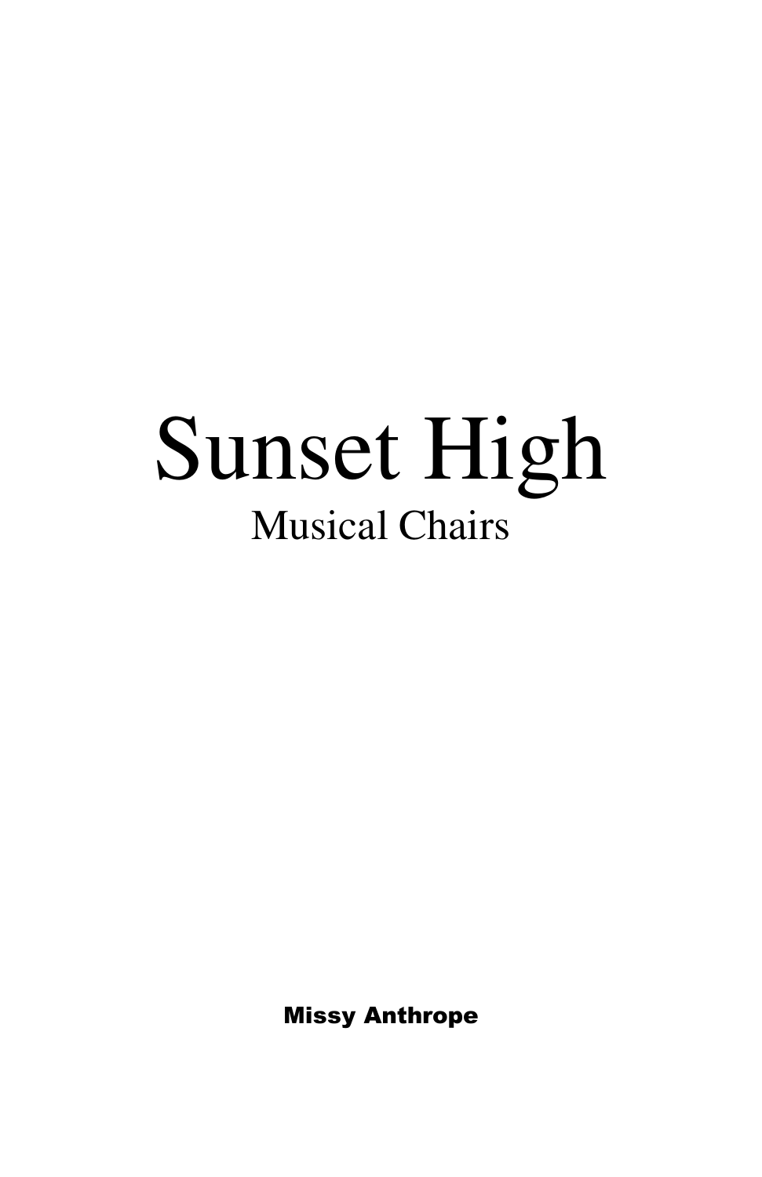# Sunset High

## Musical Chairs

**Missy Anthrope**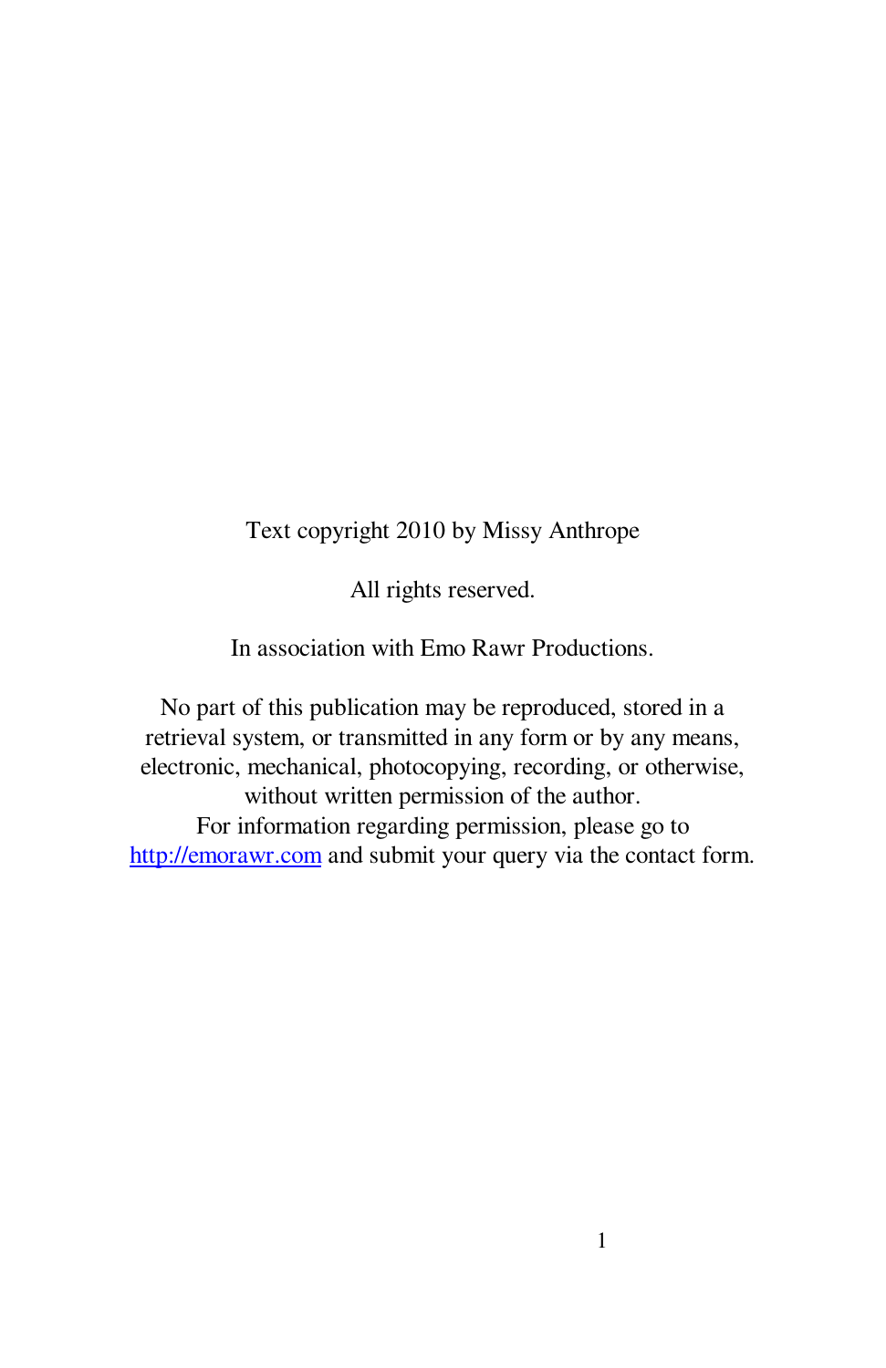Text copyright 2010 by Missy Anthrope

All rights reserved.

In association with Emo Rawr Productions.

No part of this publication may be reproduced, stored in a retrieval system, or transmitted in any form or by any means, electronic, mechanical, photocopying, recording, or otherwise, without written permission of the author.
For information regarding permission, please go to http://emorawr.com and submit your query via the contact form.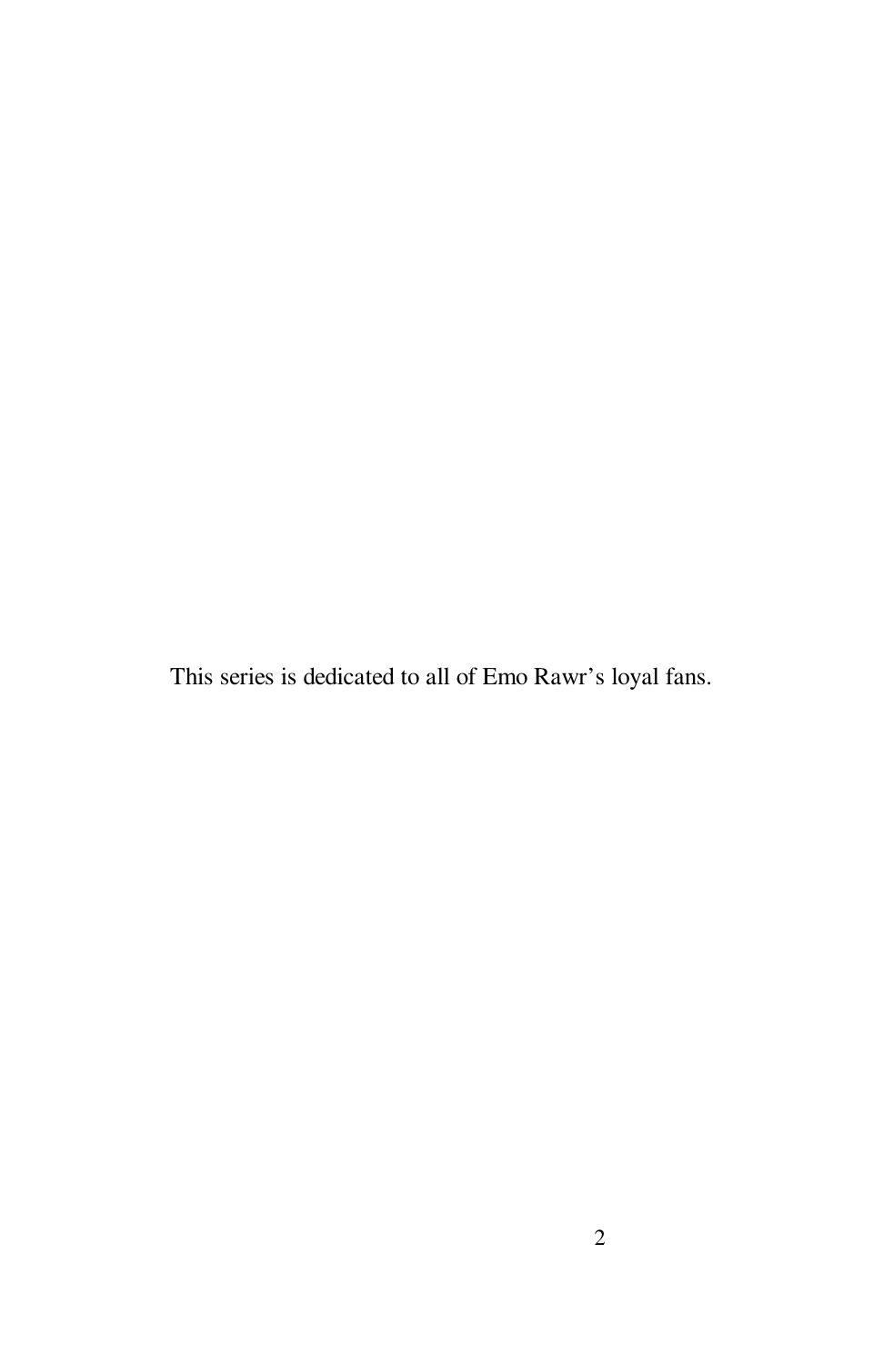This series is dedicated to all of Emo Rawr's loyal fans.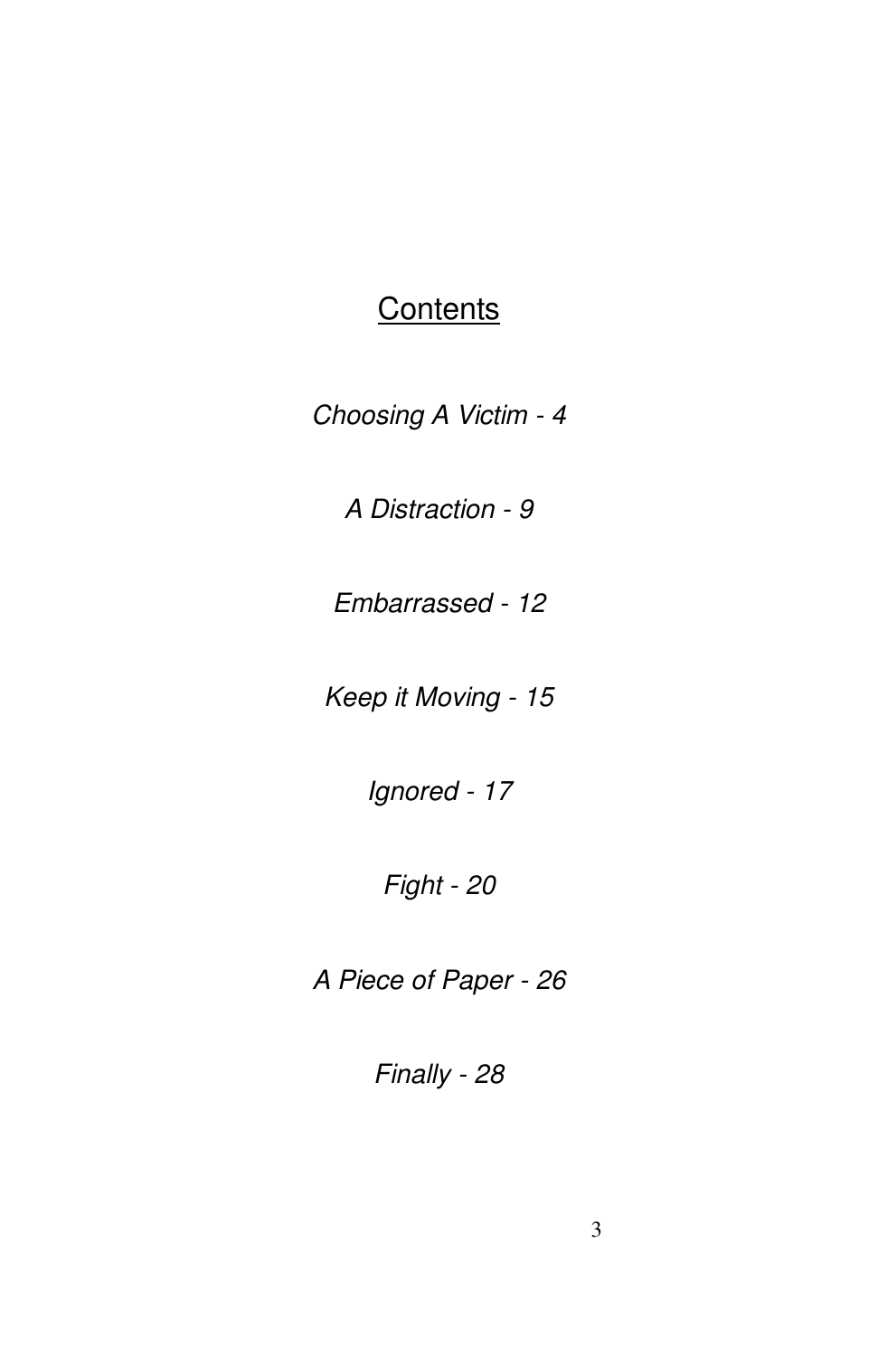# Contents

*Choosing A Victim - 4*

*A Distraction - 9*

*Embarrassed - 12*

*Keep it Moving - 15*

*Ignored - 17*

*Fight - 20*

*A Piece of Paper - 26*

*Finally - 28*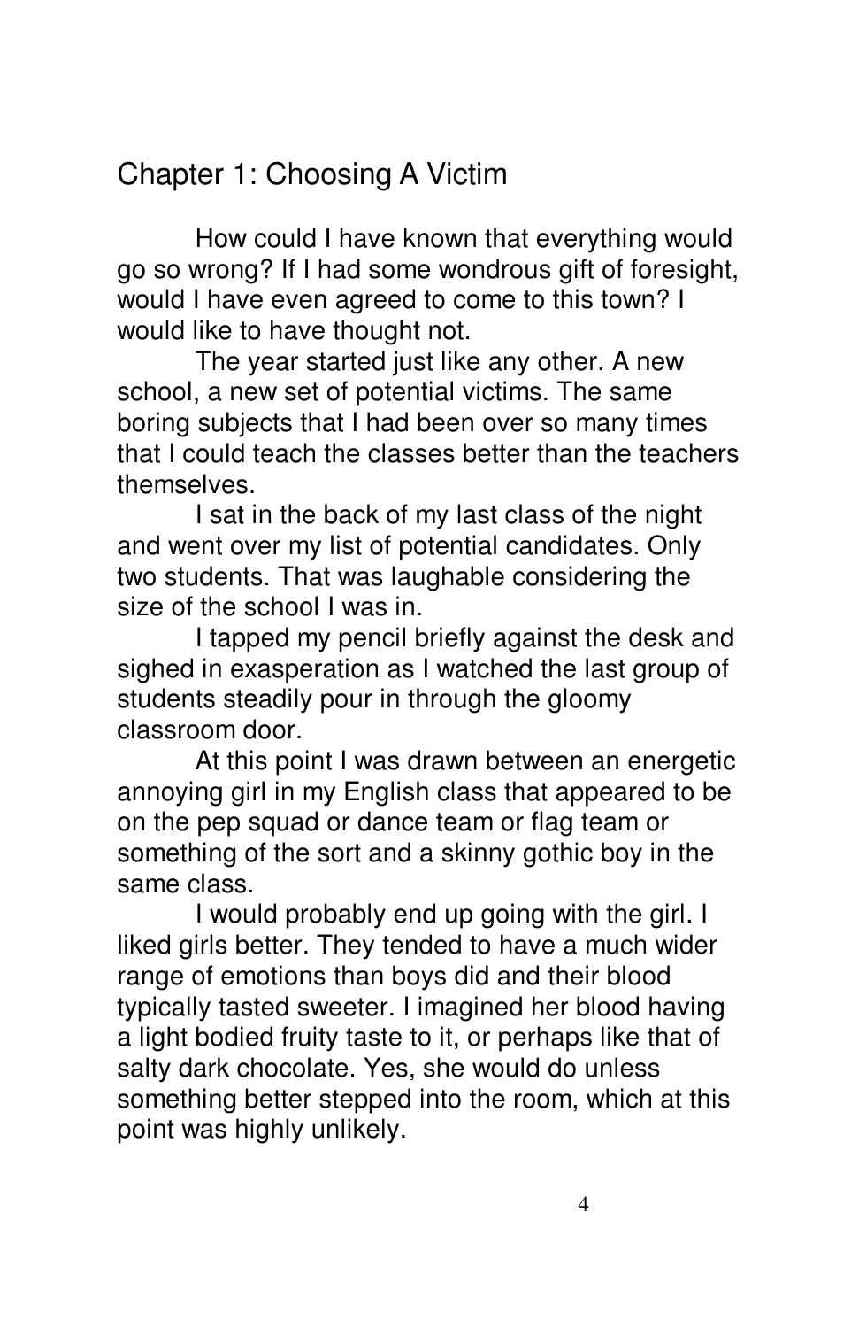## Chapter 1: Choosing A Victim

How could I have known that everything would go so wrong? If I had some wondrous gift of foresight, would I have even agreed to come to this town? I would like to have thought not.

The year started just like any other. A new school, a new set of potential victims. The same boring subjects that I had been over so many times that I could teach the classes better than the teachers themselves.

I sat in the back of my last class of the night and went over my list of potential candidates. Only two students. That was laughable considering the size of the school I was in.

I tapped my pencil briefly against the desk and sighed in exasperation as I watched the last group of students steadily pour in through the gloomy classroom door.

At this point I was drawn between an energetic annoying girl in my English class that appeared to be on the pep squad or dance team or flag team or something of the sort and a skinny gothic boy in the same class.

I would probably end up going with the girl. I liked girls better. They tended to have a much wider range of emotions than boys did and their blood typically tasted sweeter. I imagined her blood having a light bodied fruity taste to it, or perhaps like that of salty dark chocolate. Yes, she would do unless something better stepped into the room, which at this point was highly unlikely.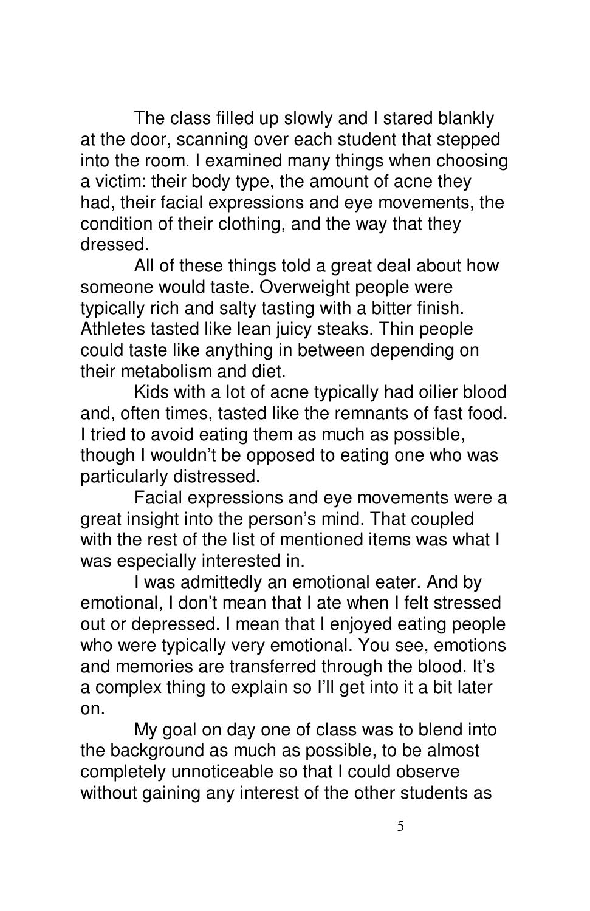The class filled up slowly and I stared blankly at the door, scanning over each student that stepped into the room. I examined many things when choosing a victim: their body type, the amount of acne they had, their facial expressions and eye movements, the condition of their clothing, and the way that they dressed.

All of these things told a great deal about how someone would taste. Overweight people were typically rich and salty tasting with a bitter finish. Athletes tasted like lean juicy steaks. Thin people could taste like anything in between depending on their metabolism and diet.

Kids with a lot of acne typically had oilier blood and, often times, tasted like the remnants of fast food. I tried to avoid eating them as much as possible, though I wouldn't be opposed to eating one who was particularly distressed.

Facial expressions and eye movements were a great insight into the person's mind. That coupled with the rest of the list of mentioned items was what I was especially interested in.

I was admittedly an emotional eater. And by emotional, I don't mean that I ate when I felt stressed out or depressed. I mean that I enjoyed eating people who were typically very emotional. You see, emotions and memories are transferred through the blood. It's a complex thing to explain so I'll get into it a bit later on.

My goal on day one of class was to blend into the background as much as possible, to be almost completely unnoticeable so that I could observe without gaining any interest of the other students as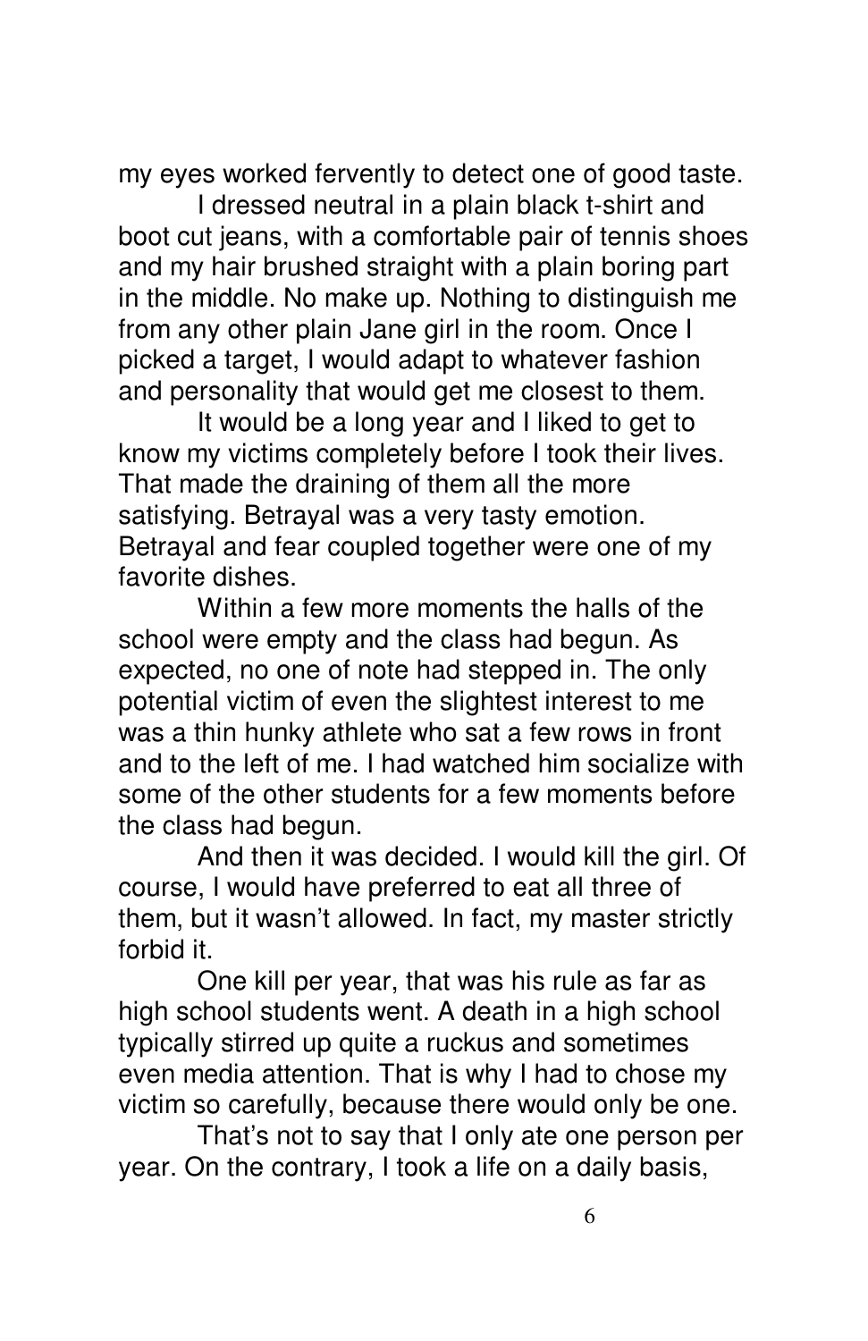my eyes worked fervently to detect one of good taste.

I dressed neutral in a plain black t-shirt and boot cut jeans, with a comfortable pair of tennis shoes and my hair brushed straight with a plain boring part in the middle. No make up. Nothing to distinguish me from any other plain Jane girl in the room. Once I picked a target, I would adapt to whatever fashion and personality that would get me closest to them.

It would be a long year and I liked to get to know my victims completely before I took their lives. That made the draining of them all the more satisfying. Betrayal was a very tasty emotion. Betrayal and fear coupled together were one of my favorite dishes.

Within a few more moments the halls of the school were empty and the class had begun. As expected, no one of note had stepped in. The only potential victim of even the slightest interest to me was a thin hunky athlete who sat a few rows in front and to the left of me. I had watched him socialize with some of the other students for a few moments before the class had begun.

And then it was decided. I would kill the girl. Of course, I would have preferred to eat all three of them, but it wasn't allowed. In fact, my master strictly forbid it.

One kill per year, that was his rule as far as high school students went. A death in a high school typically stirred up quite a ruckus and sometimes even media attention. That is why I had to chose my victim so carefully, because there would only be one.

That's not to say that I only ate one person per year. On the contrary, I took a life on a daily basis,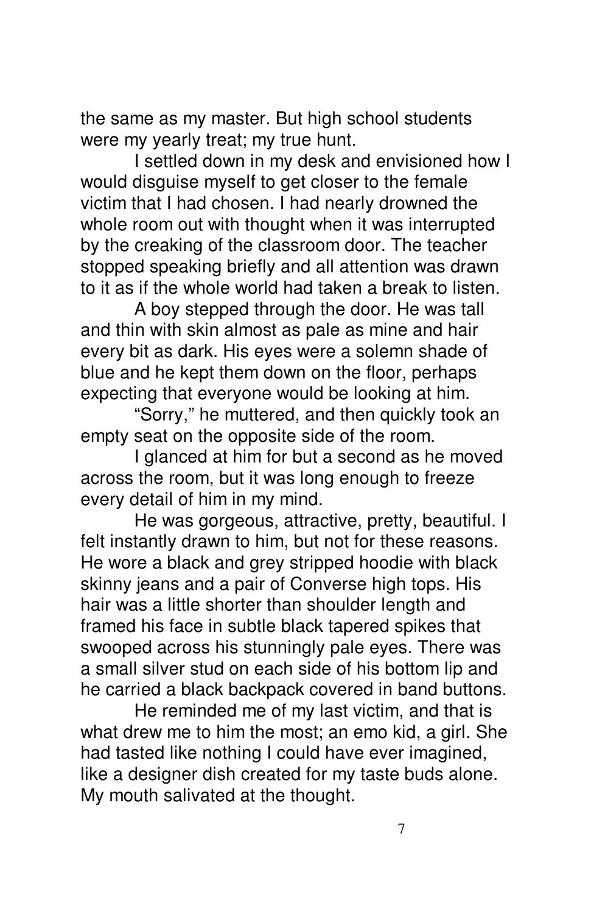the same as my master. But high school students were my yearly treat; my true hunt.

I settled down in my desk and envisioned how I would disguise myself to get closer to the female victim that I had chosen. I had nearly drowned the whole room out with thought when it was interrupted by the creaking of the classroom door. The teacher stopped speaking briefly and all attention was drawn to it as if the whole world had taken a break to listen.

A boy stepped through the door. He was tall and thin with skin almost as pale as mine and hair every bit as dark. His eyes were a solemn shade of blue and he kept them down on the floor, perhaps expecting that everyone would be looking at him.

"Sorry," he muttered, and then quickly took an empty seat on the opposite side of the room.

I glanced at him for but a second as he moved across the room, but it was long enough to freeze every detail of him in my mind.

He was gorgeous, attractive, pretty, beautiful. I felt instantly drawn to him, but not for these reasons. He wore a black and grey stripped hoodie with black skinny jeans and a pair of Converse high tops. His hair was a little shorter than shoulder length and framed his face in subtle black tapered spikes that swooped across his stunningly pale eyes. There was a small silver stud on each side of his bottom lip and he carried a black backpack covered in band buttons.

He reminded me of my last victim, and that is what drew me to him the most; an emo kid, a girl. She had tasted like nothing I could have ever imagined, like a designer dish created for my taste buds alone. My mouth salivated at the thought.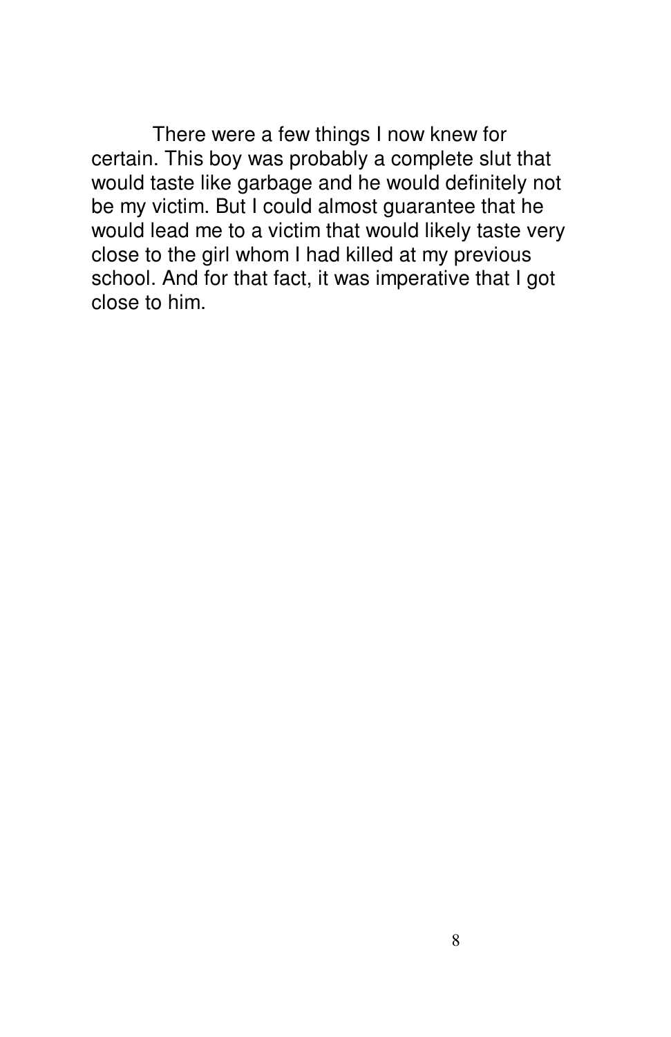There were a few things I now knew for certain. This boy was probably a complete slut that would taste like garbage and he would definitely not be my victim. But I could almost guarantee that he would lead me to a victim that would likely taste very close to the girl whom I had killed at my previous school. And for that fact, it was imperative that I got close to him.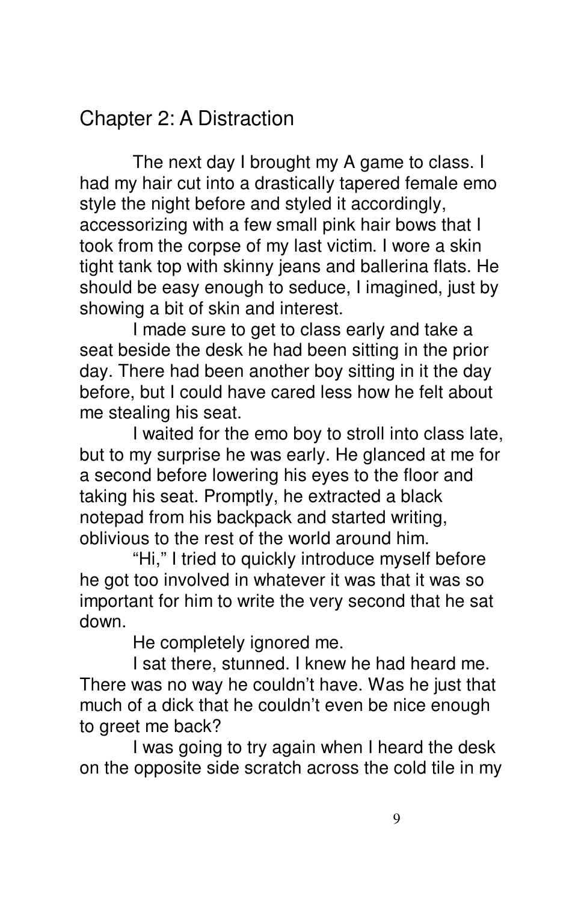## Chapter 2: A Distraction

The next day I brought my A game to class. I had my hair cut into a drastically tapered female emo style the night before and styled it accordingly, accessorizing with a few small pink hair bows that I took from the corpse of my last victim. I wore a skin tight tank top with skinny jeans and ballerina flats. He should be easy enough to seduce, I imagined, just by showing a bit of skin and interest.

I made sure to get to class early and take a seat beside the desk he had been sitting in the prior day. There had been another boy sitting in it the day before, but I could have cared less how he felt about me stealing his seat.

I waited for the emo boy to stroll into class late, but to my surprise he was early. He glanced at me for a second before lowering his eyes to the floor and taking his seat. Promptly, he extracted a black notepad from his backpack and started writing, oblivious to the rest of the world around him.

"Hi," I tried to quickly introduce myself before he got too involved in whatever it was that it was so important for him to write the very second that he sat down.

He completely ignored me.

I sat there, stunned. I knew he had heard me. There was no way he couldn't have. Was he just that much of a dick that he couldn't even be nice enough to greet me back?

I was going to try again when I heard the desk on the opposite side scratch across the cold tile in my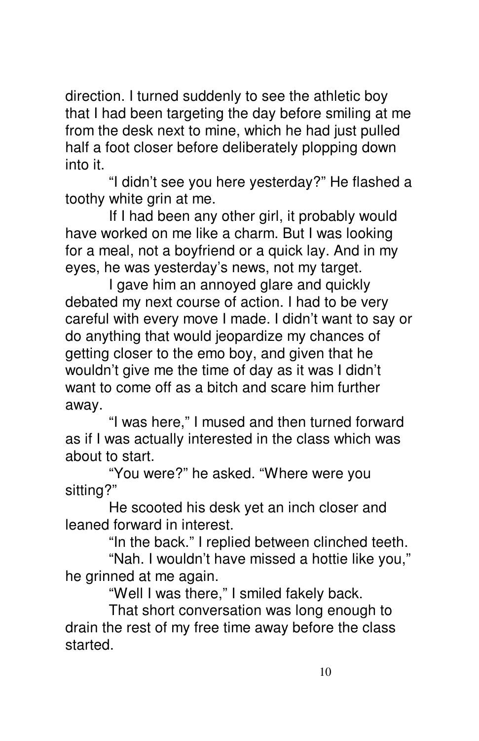direction. I turned suddenly to see the athletic boy that I had been targeting the day before smiling at me from the desk next to mine, which he had just pulled half a foot closer before deliberately plopping down into it.

"I didn't see you here yesterday?" He flashed a toothy white grin at me.

If I had been any other girl, it probably would have worked on me like a charm. But I was looking for a meal, not a boyfriend or a quick lay. And in my eyes, he was yesterday's news, not my target.

I gave him an annoyed glare and quickly debated my next course of action. I had to be very careful with every move I made. I didn't want to say or do anything that would jeopardize my chances of getting closer to the emo boy, and given that he wouldn't give me the time of day as it was I didn't want to come off as a bitch and scare him further away.

"I was here," I mused and then turned forward as if I was actually interested in the class which was about to start.

"You were?" he asked. "Where were you sitting?"

He scooted his desk yet an inch closer and leaned forward in interest.

"In the back." I replied between clinched teeth.

"Nah. I wouldn't have missed a hottie like you," he grinned at me again.

"Well I was there," I smiled fakely back.

That short conversation was long enough to drain the rest of my free time away before the class started.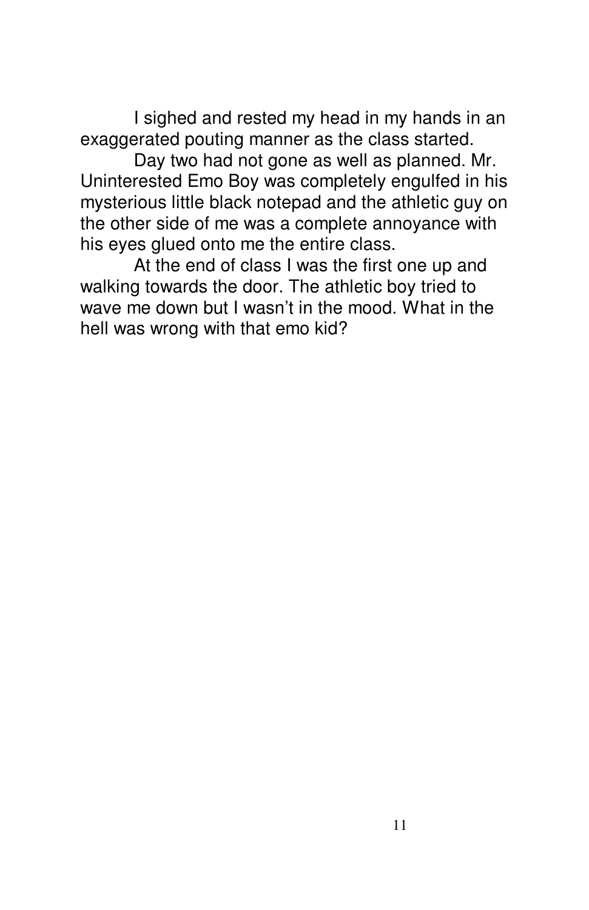I sighed and rested my head in my hands in an exaggerated pouting manner as the class started.

Day two had not gone as well as planned. Mr. Uninterested Emo Boy was completely engulfed in his mysterious little black notepad and the athletic guy on the other side of me was a complete annoyance with his eyes glued onto me the entire class.

At the end of class I was the first one up and walking towards the door. The athletic boy tried to wave me down but I wasn't in the mood. What in the hell was wrong with that emo kid?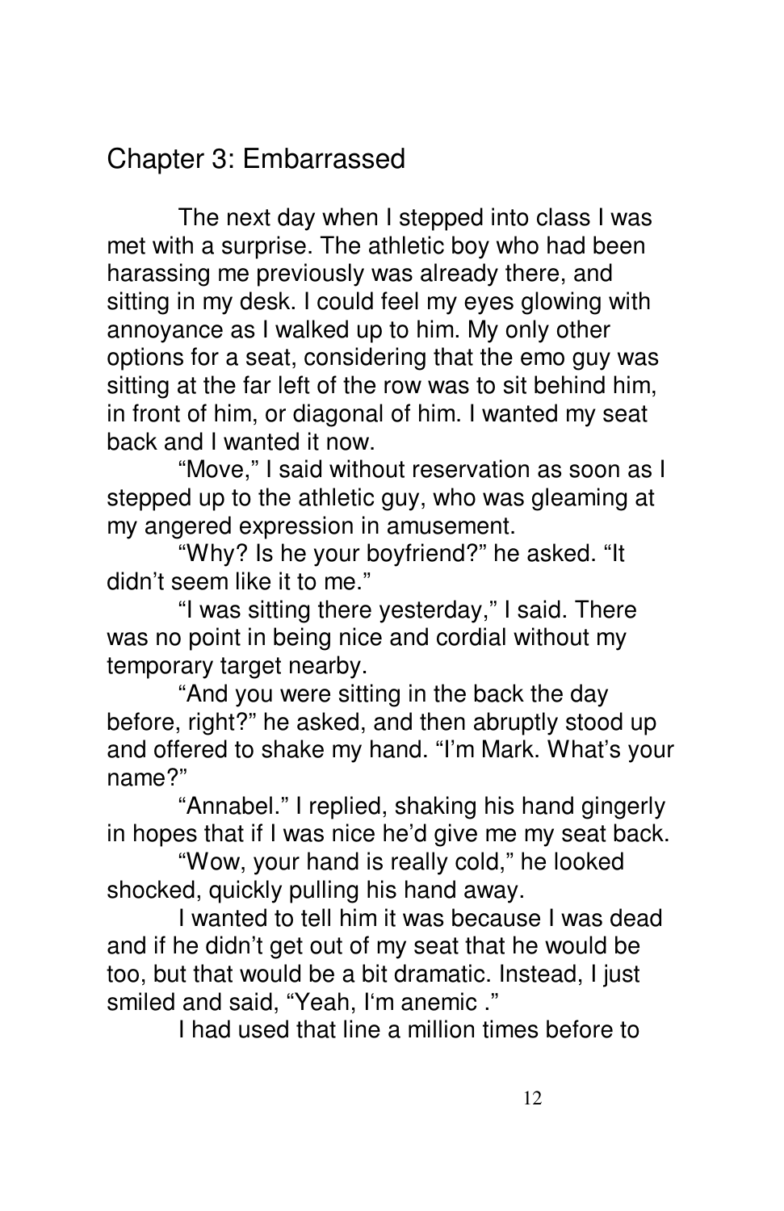## Chapter 3: Embarrassed

The next day when I stepped into class I was met with a surprise. The athletic boy who had been harassing me previously was already there, and sitting in my desk. I could feel my eyes glowing with annoyance as I walked up to him. My only other options for a seat, considering that the emo guy was sitting at the far left of the row was to sit behind him, in front of him, or diagonal of him. I wanted my seat back and I wanted it now.

"Move," I said without reservation as soon as I stepped up to the athletic guy, who was gleaming at my angered expression in amusement.

"Why? Is he your boyfriend?" he asked. "It didn't seem like it to me."

"I was sitting there yesterday," I said. There was no point in being nice and cordial without my temporary target nearby.

"And you were sitting in the back the day before, right?" he asked, and then abruptly stood up and offered to shake my hand. "I'm Mark. What's your name?"

"Annabel." I replied, shaking his hand gingerly in hopes that if I was nice he'd give me my seat back.

"Wow, your hand is really cold," he looked shocked, quickly pulling his hand away.

I wanted to tell him it was because I was dead and if he didn't get out of my seat that he would be too, but that would be a bit dramatic. Instead, I just smiled and said, "Yeah, I'm anemic ."

I had used that line a million times before to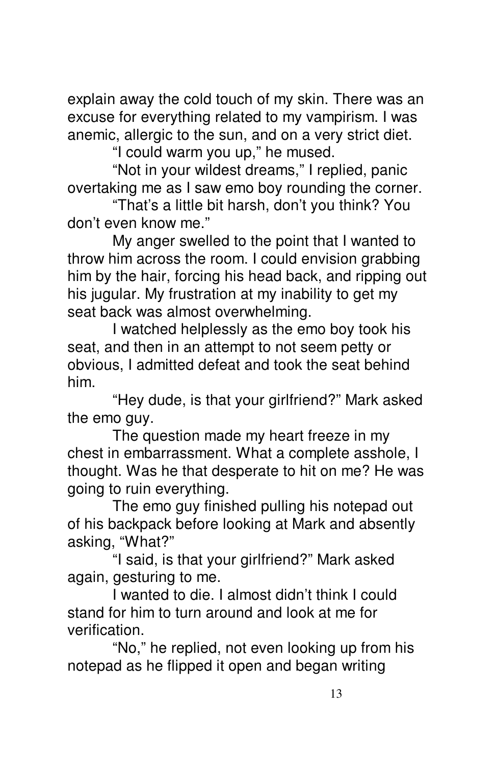explain away the cold touch of my skin. There was an excuse for everything related to my vampirism. I was anemic, allergic to the sun, and on a very strict diet.

"I could warm you up," he mused.

"Not in your wildest dreams," I replied, panic overtaking me as I saw emo boy rounding the corner.

"That's a little bit harsh, don't you think? You don't even know me."

My anger swelled to the point that I wanted to throw him across the room. I could envision grabbing him by the hair, forcing his head back, and ripping out his jugular. My frustration at my inability to get my seat back was almost overwhelming.

I watched helplessly as the emo boy took his seat, and then in an attempt to not seem petty or obvious, I admitted defeat and took the seat behind him.

"Hey dude, is that your girlfriend?" Mark asked the emo guy.

The question made my heart freeze in my chest in embarrassment. What a complete asshole, I thought. Was he that desperate to hit on me? He was going to ruin everything.

The emo guy finished pulling his notepad out of his backpack before looking at Mark and absently asking, "What?"

"I said, is that your girlfriend?" Mark asked again, gesturing to me.

I wanted to die. I almost didn't think I could stand for him to turn around and look at me for verification.

"No," he replied, not even looking up from his notepad as he flipped it open and began writing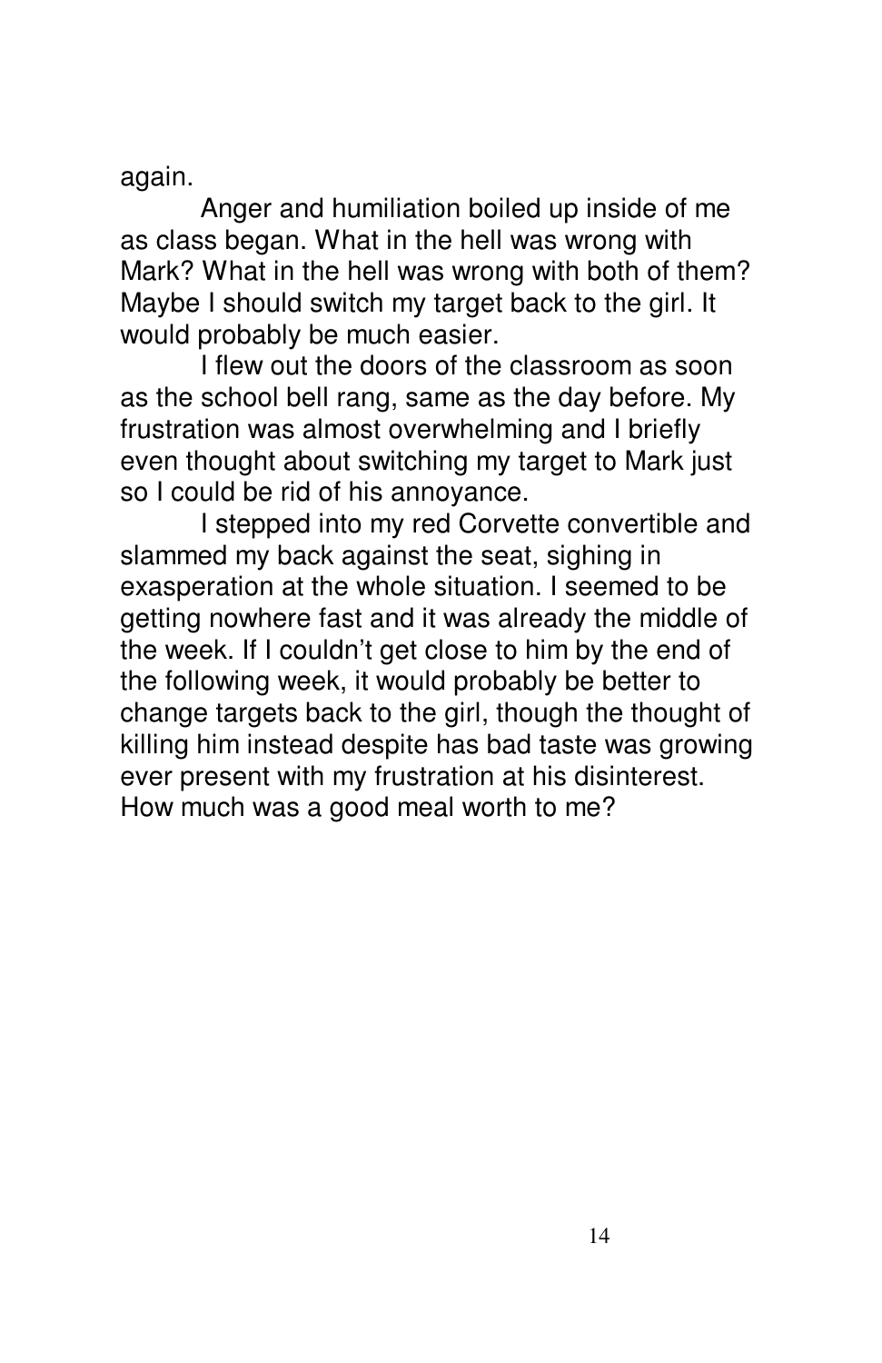again.

Anger and humiliation boiled up inside of me as class began. What in the hell was wrong with Mark? What in the hell was wrong with both of them? Maybe I should switch my target back to the girl. It would probably be much easier.

I flew out the doors of the classroom as soon as the school bell rang, same as the day before. My frustration was almost overwhelming and I briefly even thought about switching my target to Mark just so I could be rid of his annoyance.

I stepped into my red Corvette convertible and slammed my back against the seat, sighing in exasperation at the whole situation. I seemed to be getting nowhere fast and it was already the middle of the week. If I couldn't get close to him by the end of the following week, it would probably be better to change targets back to the girl, though the thought of killing him instead despite has bad taste was growing ever present with my frustration at his disinterest. How much was a good meal worth to me?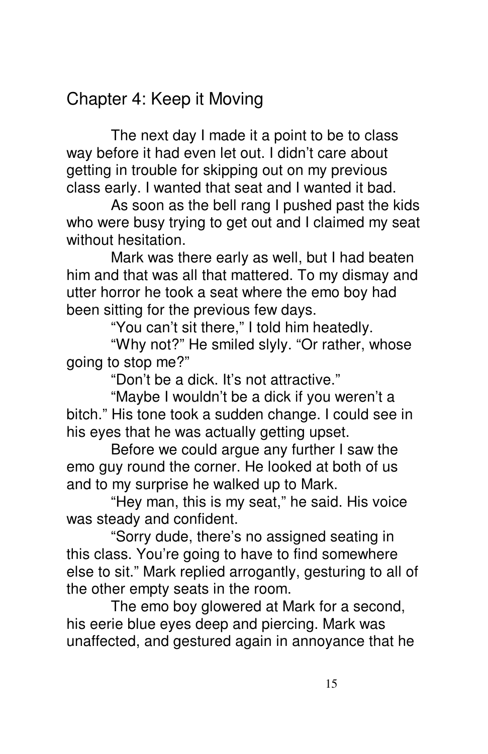## Chapter 4: Keep it Moving

The next day I made it a point to be to class way before it had even let out. I didn't care about getting in trouble for skipping out on my previous class early. I wanted that seat and I wanted it bad.

As soon as the bell rang I pushed past the kids who were busy trying to get out and I claimed my seat without hesitation.

Mark was there early as well, but I had beaten him and that was all that mattered. To my dismay and utter horror he took a seat where the emo boy had been sitting for the previous few days.

"You can't sit there," I told him heatedly.

"Why not?" He smiled slyly. "Or rather, whose going to stop me?"

"Don't be a dick. It's not attractive."

"Maybe I wouldn't be a dick if you weren't a bitch." His tone took a sudden change. I could see in his eyes that he was actually getting upset.

Before we could argue any further I saw the emo guy round the corner. He looked at both of us and to my surprise he walked up to Mark.

"Hey man, this is my seat," he said. His voice was steady and confident.

"Sorry dude, there's no assigned seating in this class. You're going to have to find somewhere else to sit." Mark replied arrogantly, gesturing to all of the other empty seats in the room.

The emo boy glowered at Mark for a second, his eerie blue eyes deep and piercing. Mark was unaffected, and gestured again in annoyance that he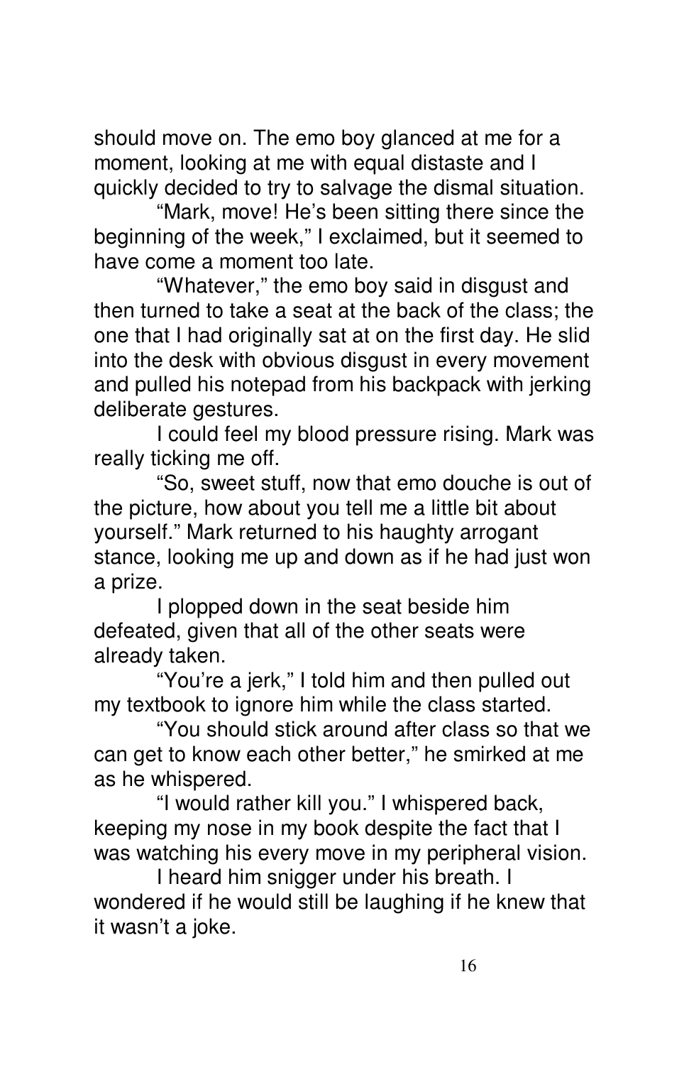should move on. The emo boy glanced at me for a moment, looking at me with equal distaste and I quickly decided to try to salvage the dismal situation.

"Mark, move! He's been sitting there since the beginning of the week," I exclaimed, but it seemed to have come a moment too late.

"Whatever," the emo boy said in disgust and then turned to take a seat at the back of the class; the one that I had originally sat at on the first day. He slid into the desk with obvious disgust in every movement and pulled his notepad from his backpack with jerking deliberate gestures.

I could feel my blood pressure rising. Mark was really ticking me off.

"So, sweet stuff, now that emo douche is out of the picture, how about you tell me a little bit about yourself." Mark returned to his haughty arrogant stance, looking me up and down as if he had just won a prize.

I plopped down in the seat beside him defeated, given that all of the other seats were already taken.

"You're a jerk," I told him and then pulled out my textbook to ignore him while the class started.

"You should stick around after class so that we can get to know each other better," he smirked at me as he whispered.

"I would rather kill you." I whispered back, keeping my nose in my book despite the fact that I was watching his every move in my peripheral vision.

I heard him snigger under his breath. I wondered if he would still be laughing if he knew that it wasn't a joke.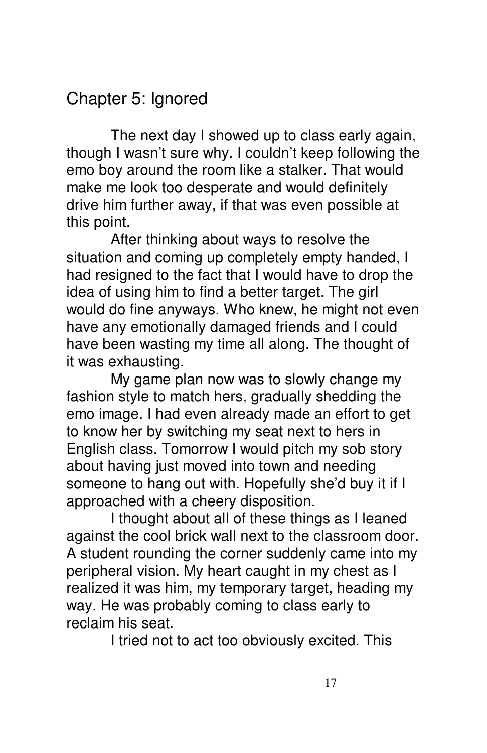## Chapter 5: Ignored

The next day I showed up to class early again, though I wasn't sure why. I couldn't keep following the emo boy around the room like a stalker. That would make me look too desperate and would definitely drive him further away, if that was even possible at this point.

After thinking about ways to resolve the situation and coming up completely empty handed, I had resigned to the fact that I would have to drop the idea of using him to find a better target. The girl would do fine anyways. Who knew, he might not even have any emotionally damaged friends and I could have been wasting my time all along. The thought of it was exhausting.

My game plan now was to slowly change my fashion style to match hers, gradually shedding the emo image. I had even already made an effort to get to know her by switching my seat next to hers in English class. Tomorrow I would pitch my sob story about having just moved into town and needing someone to hang out with. Hopefully she'd buy it if I approached with a cheery disposition.

I thought about all of these things as I leaned against the cool brick wall next to the classroom door. A student rounding the corner suddenly came into my peripheral vision. My heart caught in my chest as I realized it was him, my temporary target, heading my way. He was probably coming to class early to reclaim his seat.

I tried not to act too obviously excited. This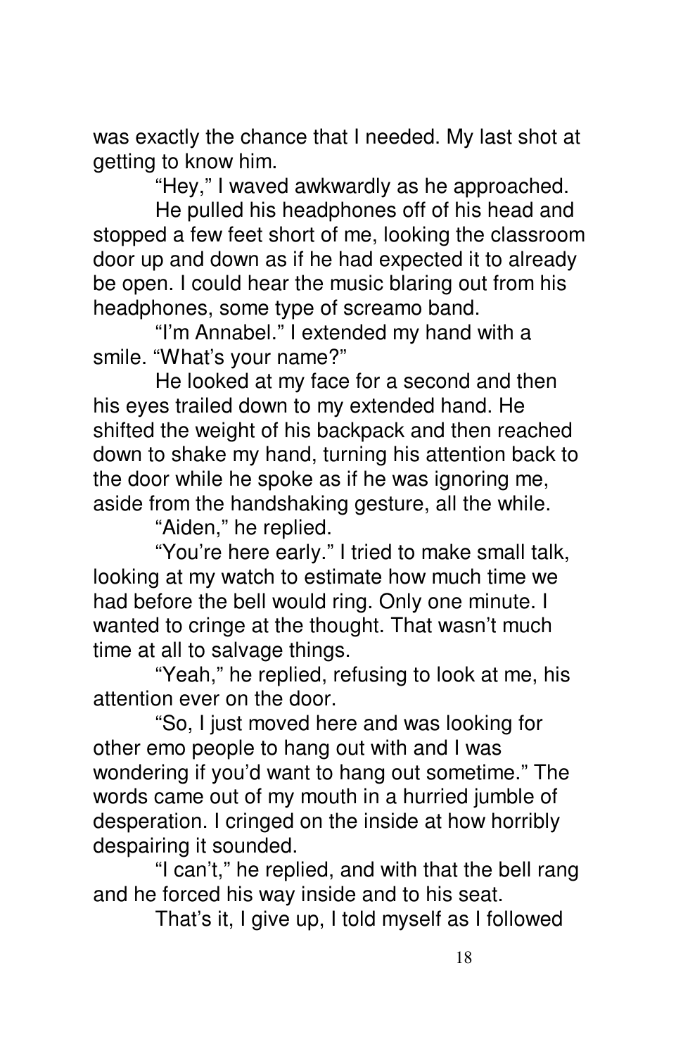was exactly the chance that I needed. My last shot at getting to know him.

"Hey," I waved awkwardly as he approached.

He pulled his headphones off of his head and stopped a few feet short of me, looking the classroom door up and down as if he had expected it to already be open. I could hear the music blaring out from his headphones, some type of screamo band.

"I'm Annabel." I extended my hand with a smile. "What's your name?"

He looked at my face for a second and then his eyes trailed down to my extended hand. He shifted the weight of his backpack and then reached down to shake my hand, turning his attention back to the door while he spoke as if he was ignoring me, aside from the handshaking gesture, all the while.

"Aiden," he replied.

"You're here early." I tried to make small talk, looking at my watch to estimate how much time we had before the bell would ring. Only one minute. I wanted to cringe at the thought. That wasn't much time at all to salvage things.

"Yeah," he replied, refusing to look at me, his attention ever on the door.

"So, I just moved here and was looking for other emo people to hang out with and I was wondering if you'd want to hang out sometime." The words came out of my mouth in a hurried jumble of desperation. I cringed on the inside at how horribly despairing it sounded.

"I can't," he replied, and with that the bell rang and he forced his way inside and to his seat.

*That's it, I give up,* I told myself as I followed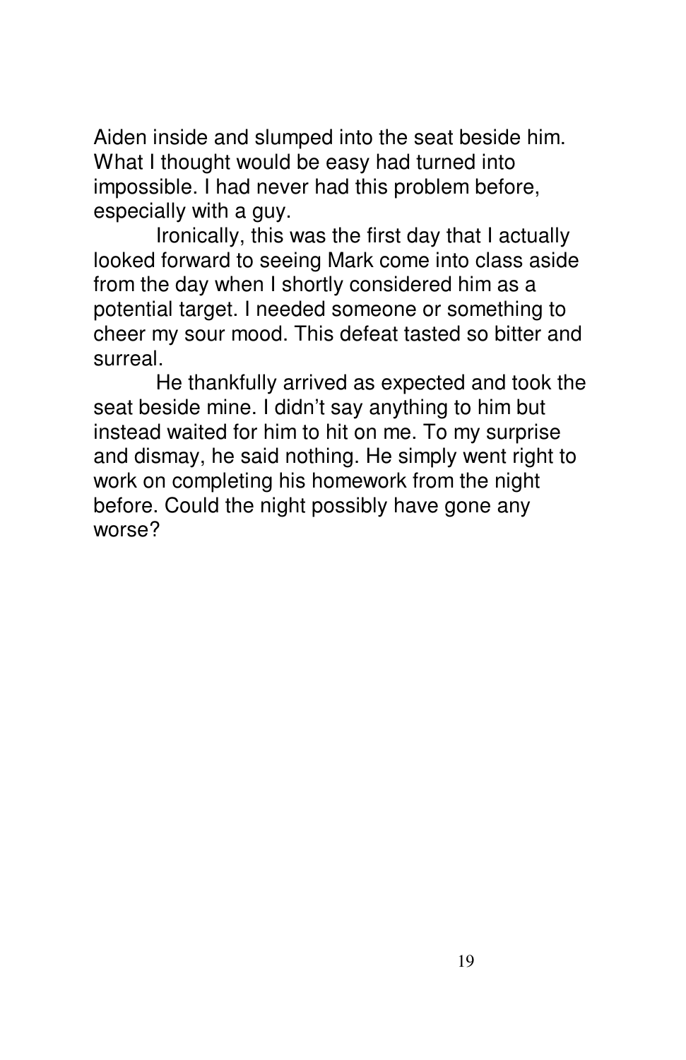Aiden inside and slumped into the seat beside him. What I thought would be easy had turned into impossible. I had never had this problem before, especially with a guy.

Ironically, this was the first day that I actually looked forward to seeing Mark come into class aside from the day when I shortly considered him as a potential target. I needed someone or something to cheer my sour mood. This defeat tasted so bitter and surreal.

He thankfully arrived as expected and took the seat beside mine. I didn't say anything to him but instead waited for him to hit on me. To my surprise and dismay, he said nothing. He simply went right to work on completing his homework from the night before. Could the night possibly have gone any worse?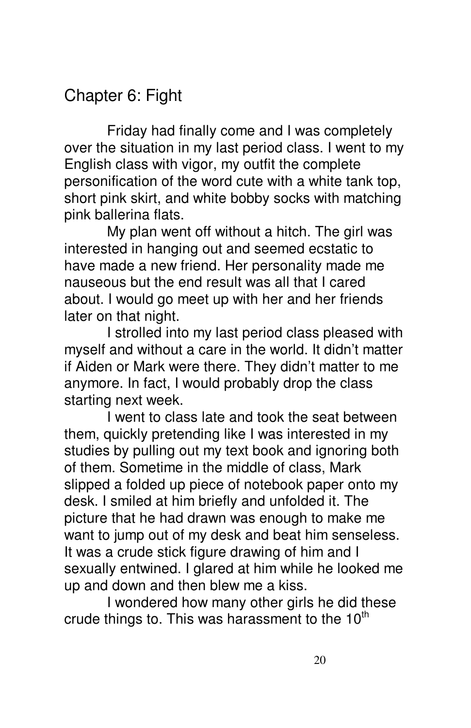## Chapter 6: Fight

Friday had finally come and I was completely over the situation in my last period class. I went to my English class with vigor, my outfit the complete personification of the word cute with a white tank top, short pink skirt, and white bobby socks with matching pink ballerina flats.

My plan went off without a hitch. The girl was interested in hanging out and seemed ecstatic to have made a new friend. Her personality made me nauseous but the end result was all that I cared about. I would go meet up with her and her friends later on that night.

I strolled into my last period class pleased with myself and without a care in the world. It didn't matter if Aiden or Mark were there. They didn't matter to me anymore. In fact, I would probably drop the class starting next week.

I went to class late and took the seat between them, quickly pretending like I was interested in my studies by pulling out my text book and ignoring both of them. Sometime in the middle of class, Mark slipped a folded up piece of notebook paper onto my desk. I smiled at him briefly and unfolded it. The picture that he had drawn was enough to make me want to jump out of my desk and beat him senseless. It was a crude stick figure drawing of him and I sexually entwined. I glared at him while he looked me up and down and then blew me a kiss.

I wondered how many other girls he did these crude things to. This was harassment to the 10th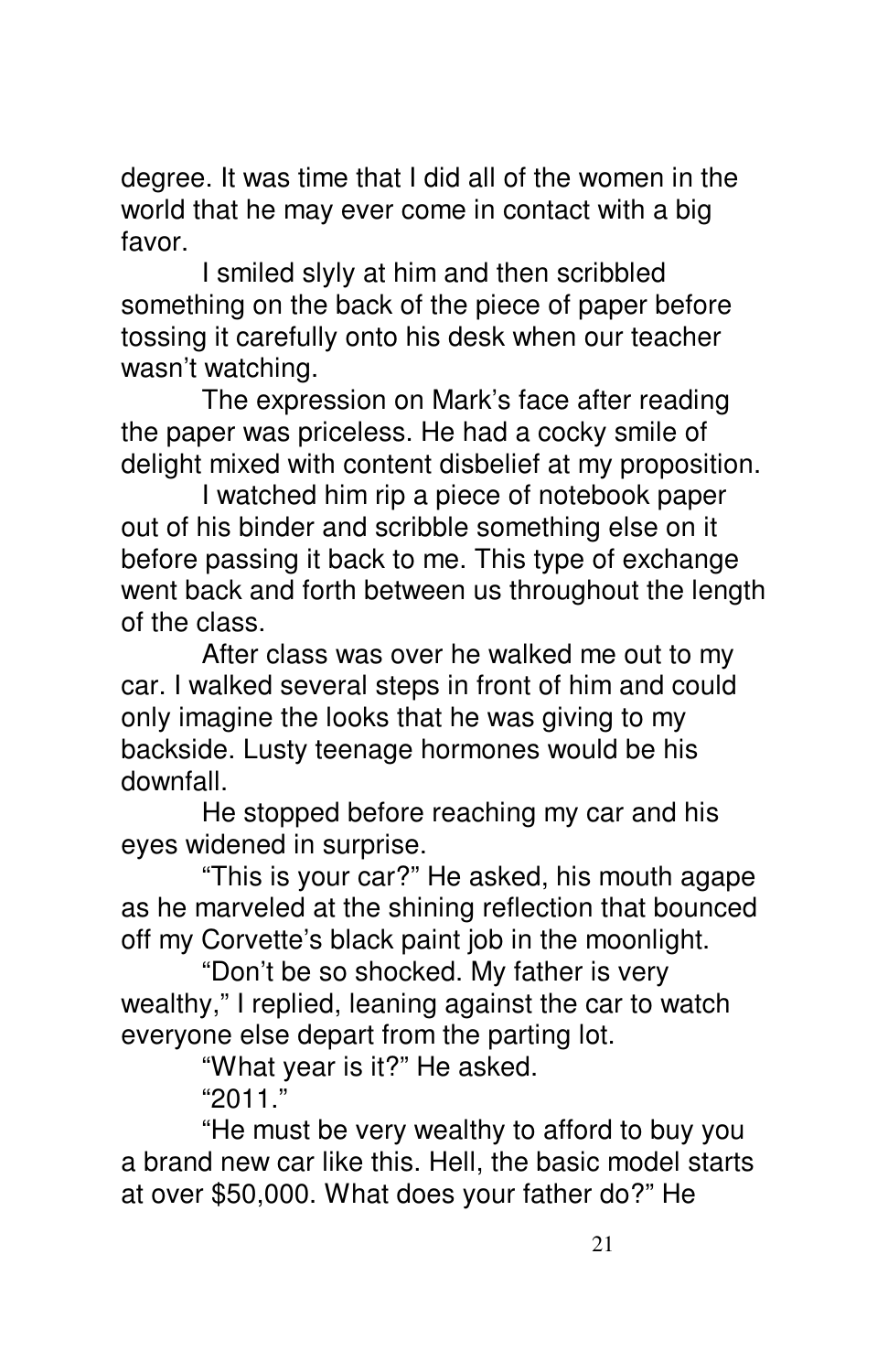degree. It was time that I did all of the women in the world that he may ever come in contact with a big favor.

I smiled slyly at him and then scribbled something on the back of the piece of paper before tossing it carefully onto his desk when our teacher wasn't watching.

The expression on Mark's face after reading the paper was priceless. He had a cocky smile of delight mixed with content disbelief at my proposition.

I watched him rip a piece of notebook paper out of his binder and scribble something else on it before passing it back to me. This type of exchange went back and forth between us throughout the length of the class.

After class was over he walked me out to my car. I walked several steps in front of him and could only imagine the looks that he was giving to my backside. Lusty teenage hormones would be his downfall.

He stopped before reaching my car and his eyes widened in surprise.

"This is your car?" He asked, his mouth agape as he marveled at the shining reflection that bounced off my Corvette's black paint job in the moonlight.

"Don't be so shocked. My father is very wealthy," I replied, leaning against the car to watch everyone else depart from the parting lot.

"What year is it?" He asked.

"2011."

"He must be very wealthy to afford to buy you a brand new car like this. Hell, the basic model starts at over $50,000. What does your father do?" He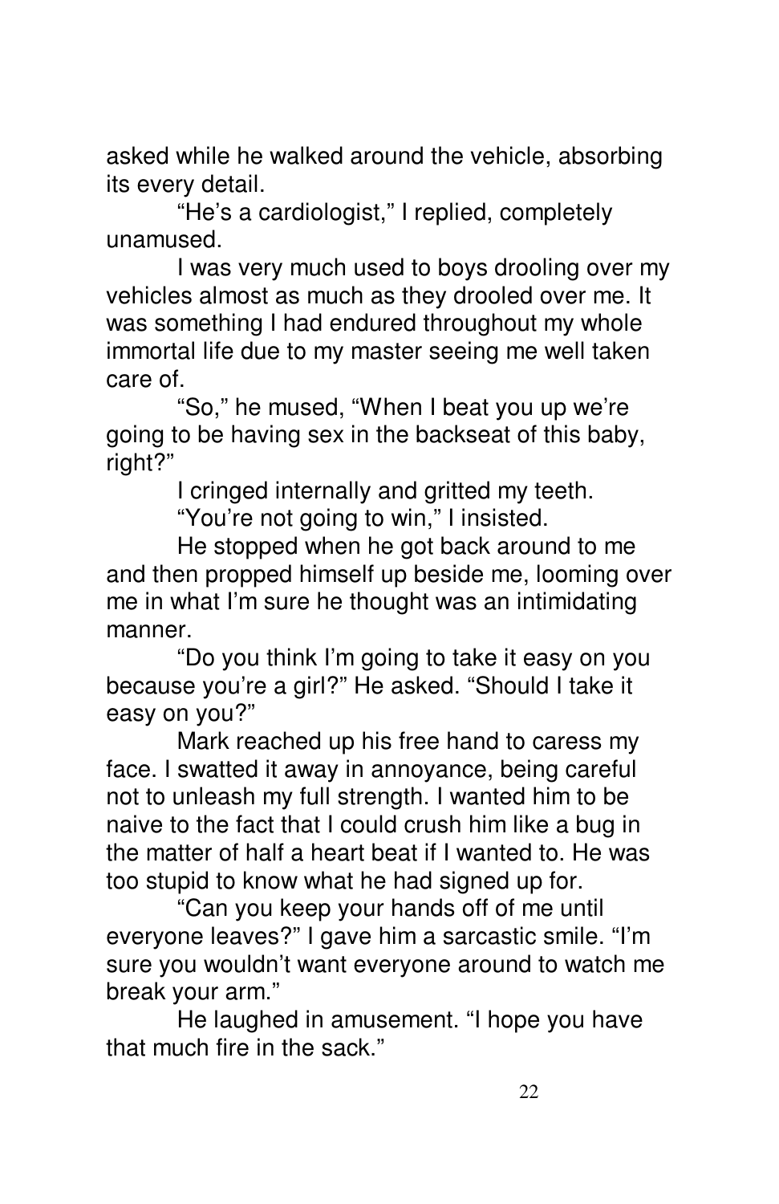asked while he walked around the vehicle, absorbing its every detail.

"He's a cardiologist," I replied, completely unamused.

I was very much used to boys drooling over my vehicles almost as much as they drooled over me. It was something I had endured throughout my whole immortal life due to my master seeing me well taken care of.

"So," he mused, "When I beat you up we're going to be having sex in the backseat of this baby, right?"

I cringed internally and gritted my teeth.

"You're not going to win," I insisted.

He stopped when he got back around to me and then propped himself up beside me, looming over me in what I'm sure he thought was an intimidating manner.

"Do you think I'm going to take it easy on you because you're a girl?" He asked. "Should I take it easy on you?"

Mark reached up his free hand to caress my face. I swatted it away in annoyance, being careful not to unleash my full strength. I wanted him to be naive to the fact that I could crush him like a bug in the matter of half a heart beat if I wanted to. He was too stupid to know what he had signed up for.

"Can you keep your hands off of me until everyone leaves?" I gave him a sarcastic smile. "I'm sure you wouldn't want everyone around to watch me break your arm."

He laughed in amusement. "I hope you have that much fire in the sack."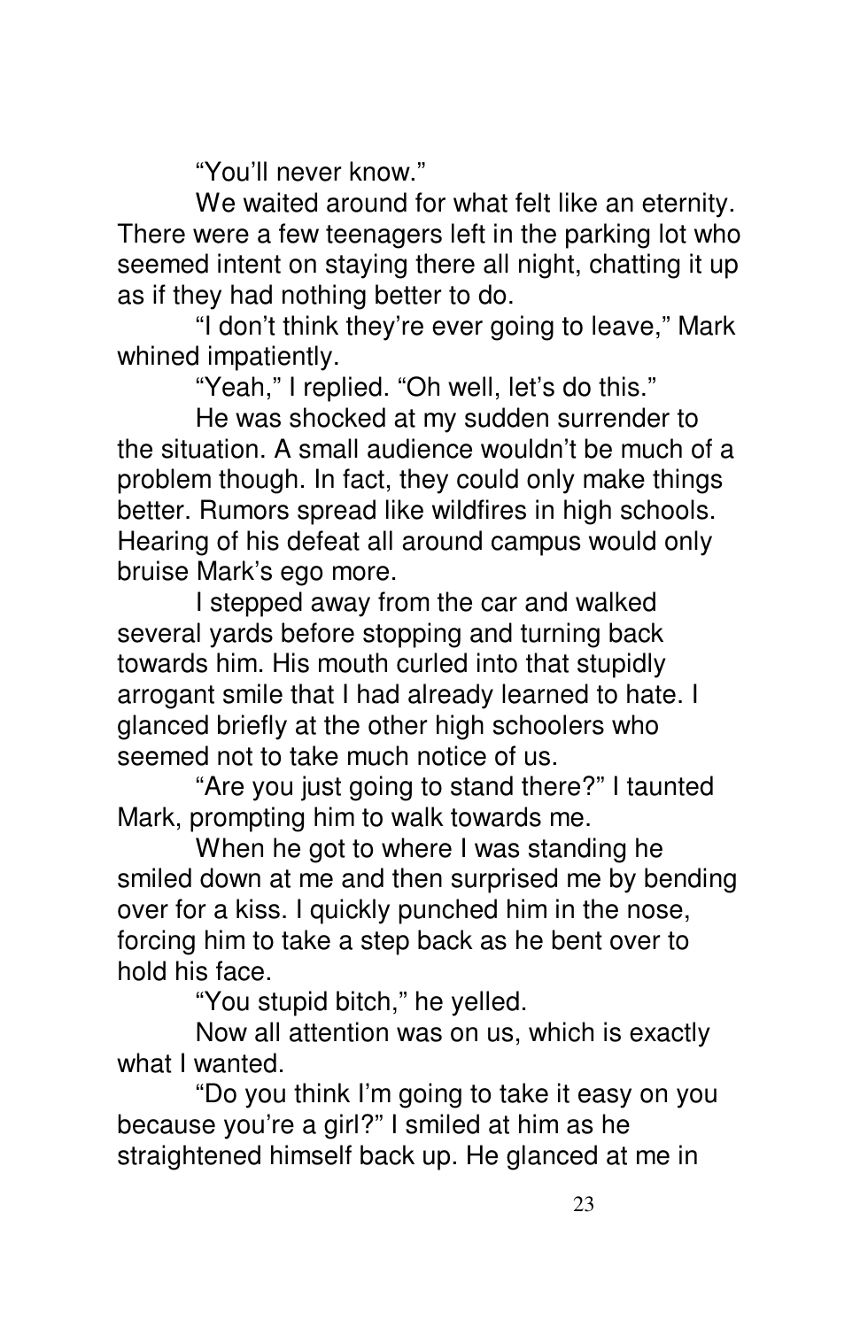"You'll never know."

We waited around for what felt like an eternity. There were a few teenagers left in the parking lot who seemed intent on staying there all night, chatting it up as if they had nothing better to do.

"I don't think they're ever going to leave," Mark whined impatiently.

"Yeah," I replied. "Oh well, let's do this."

He was shocked at my sudden surrender to the situation. A small audience wouldn't be much of a problem though. In fact, they could only make things better. Rumors spread like wildfires in high schools. Hearing of his defeat all around campus would only bruise Mark's ego more.

I stepped away from the car and walked several yards before stopping and turning back towards him. His mouth curled into that stupidly arrogant smile that I had already learned to hate. I glanced briefly at the other high schoolers who seemed not to take much notice of us.

"Are you just going to stand there?" I taunted Mark, prompting him to walk towards me.

When he got to where I was standing he smiled down at me and then surprised me by bending over for a kiss. I quickly punched him in the nose, forcing him to take a step back as he bent over to hold his face.

"You stupid bitch," he yelled.

Now all attention was on us, which is exactly what I wanted.

"Do you think I'm going to take it easy on you because you're a girl?" I smiled at him as he straightened himself back up. He glanced at me in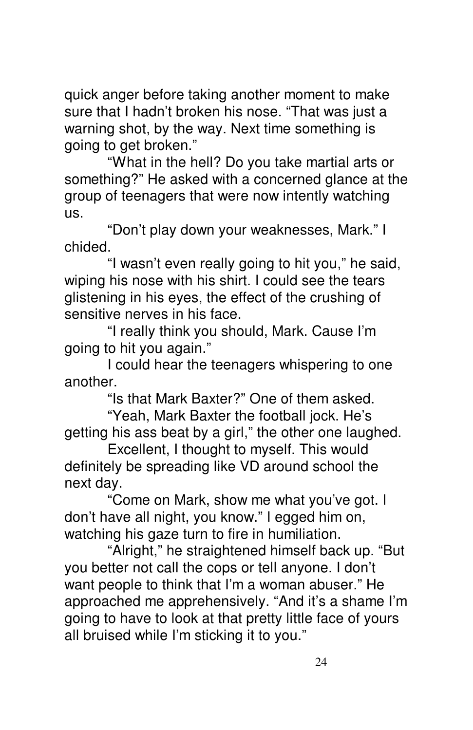quick anger before taking another moment to make sure that I hadn't broken his nose. "That was just a warning shot, by the way. Next time something is going to get broken."

"What in the hell? Do you take martial arts or something?" He asked with a concerned glance at the group of teenagers that were now intently watching us.

"Don't play down your weaknesses, Mark." I chided.

"I wasn't even really going to hit you," he said, wiping his nose with his shirt. I could see the tears glistening in his eyes, the effect of the crushing of sensitive nerves in his face.

"I really think you should, Mark. Cause I'm going to hit you again."

I could hear the teenagers whispering to one another.

"Is that Mark Baxter?" One of them asked.

"Yeah, Mark Baxter the football jock. He's getting his ass beat by a girl," the other one laughed.

Excellent, I thought to myself. This would definitely be spreading like VD around school the next day.

"Come on Mark, show me what you've got. I don't have all night, you know." I egged him on, watching his gaze turn to fire in humiliation.

"Alright," he straightened himself back up. "But you better not call the cops or tell anyone. I don't want people to think that I'm a woman abuser." He approached me apprehensively. "And it's a shame I'm going to have to look at that pretty little face of yours all bruised while I'm sticking it to you."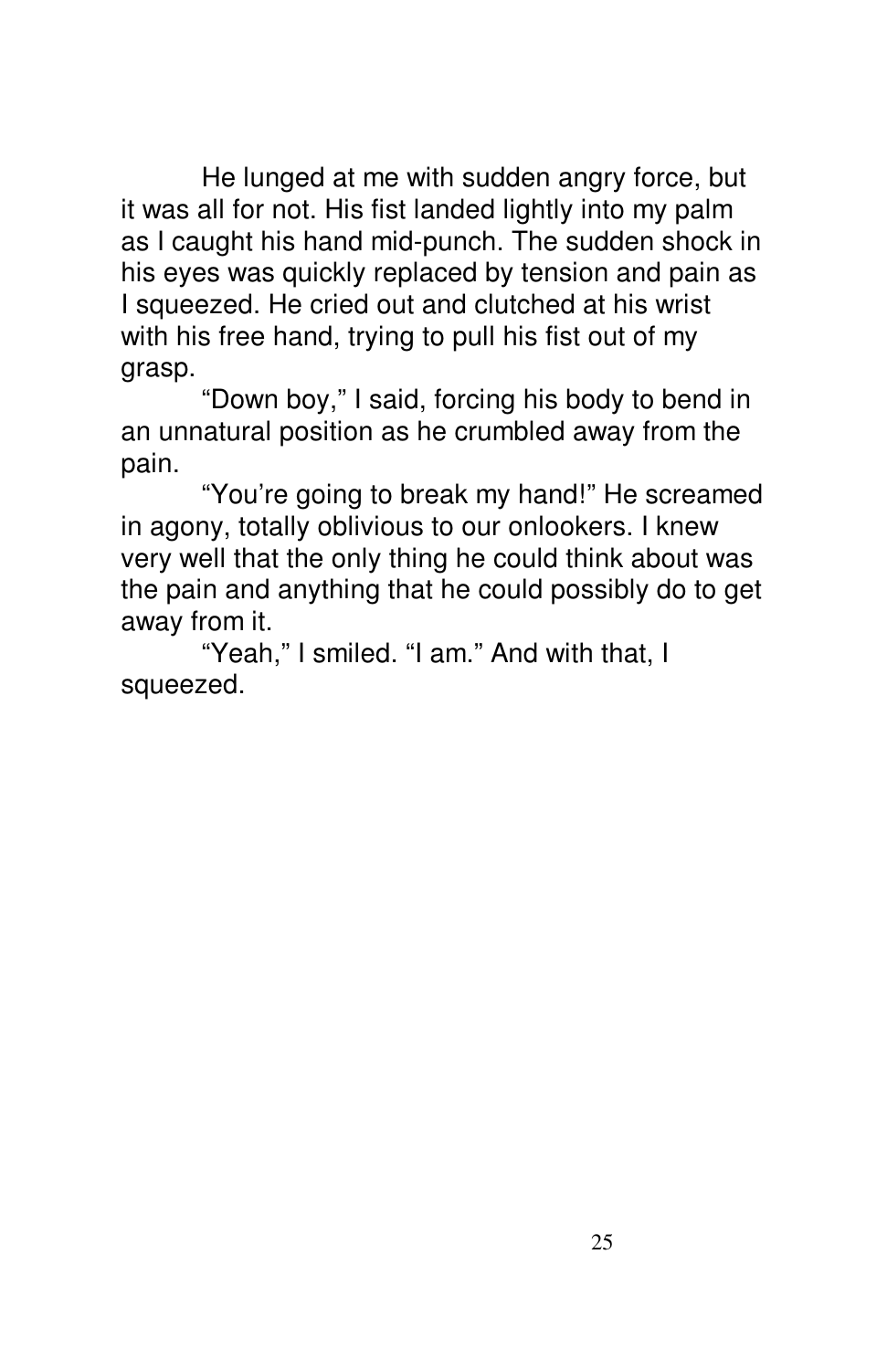He lunged at me with sudden angry force, but it was all for not. His fist landed lightly into my palm as I caught his hand mid-punch. The sudden shock in his eyes was quickly replaced by tension and pain as I squeezed. He cried out and clutched at his wrist with his free hand, trying to pull his fist out of my grasp.

"Down boy," I said, forcing his body to bend in an unnatural position as he crumbled away from the pain.

"You're going to break my hand!" He screamed in agony, totally oblivious to our onlookers. I knew very well that the only thing he could think about was the pain and anything that he could possibly do to get away from it.

"Yeah," I smiled. "I am." And with that, I squeezed.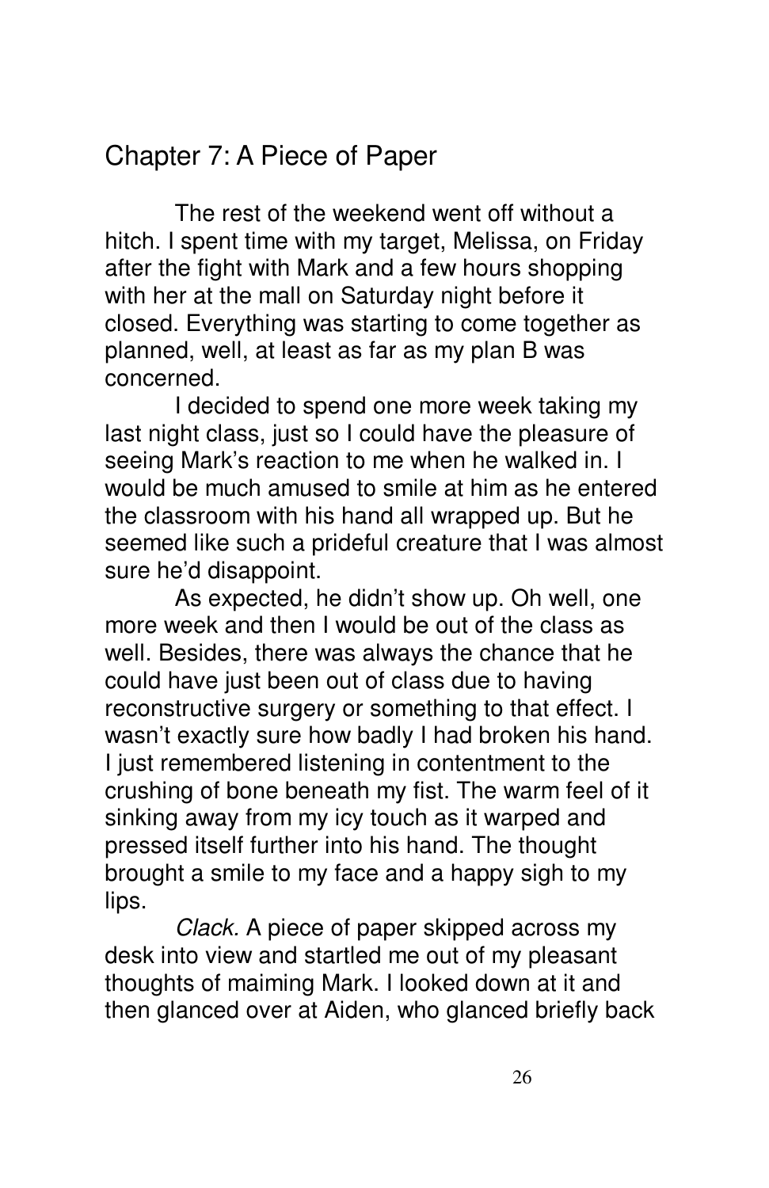## Chapter 7: A Piece of Paper

The rest of the weekend went off without a hitch. I spent time with my target, Melissa, on Friday after the fight with Mark and a few hours shopping with her at the mall on Saturday night before it closed. Everything was starting to come together as planned, well, at least as far as my plan B was concerned.

I decided to spend one more week taking my last night class, just so I could have the pleasure of seeing Mark's reaction to me when he walked in. I would be much amused to smile at him as he entered the classroom with his hand all wrapped up. But he seemed like such a prideful creature that I was almost sure he'd disappoint.

As expected, he didn't show up. Oh well, one more week and then I would be out of the class as well. Besides, there was always the chance that he could have just been out of class due to having reconstructive surgery or something to that effect. I wasn't exactly sure how badly I had broken his hand. I just remembered listening in contentment to the crushing of bone beneath my fist. The warm feel of it sinking away from my icy touch as it warped and pressed itself further into his hand. The thought brought a smile to my face and a happy sigh to my lips.

*Clack.* A piece of paper skipped across my desk into view and startled me out of my pleasant thoughts of maiming Mark. I looked down at it and then glanced over at Aiden, who glanced briefly back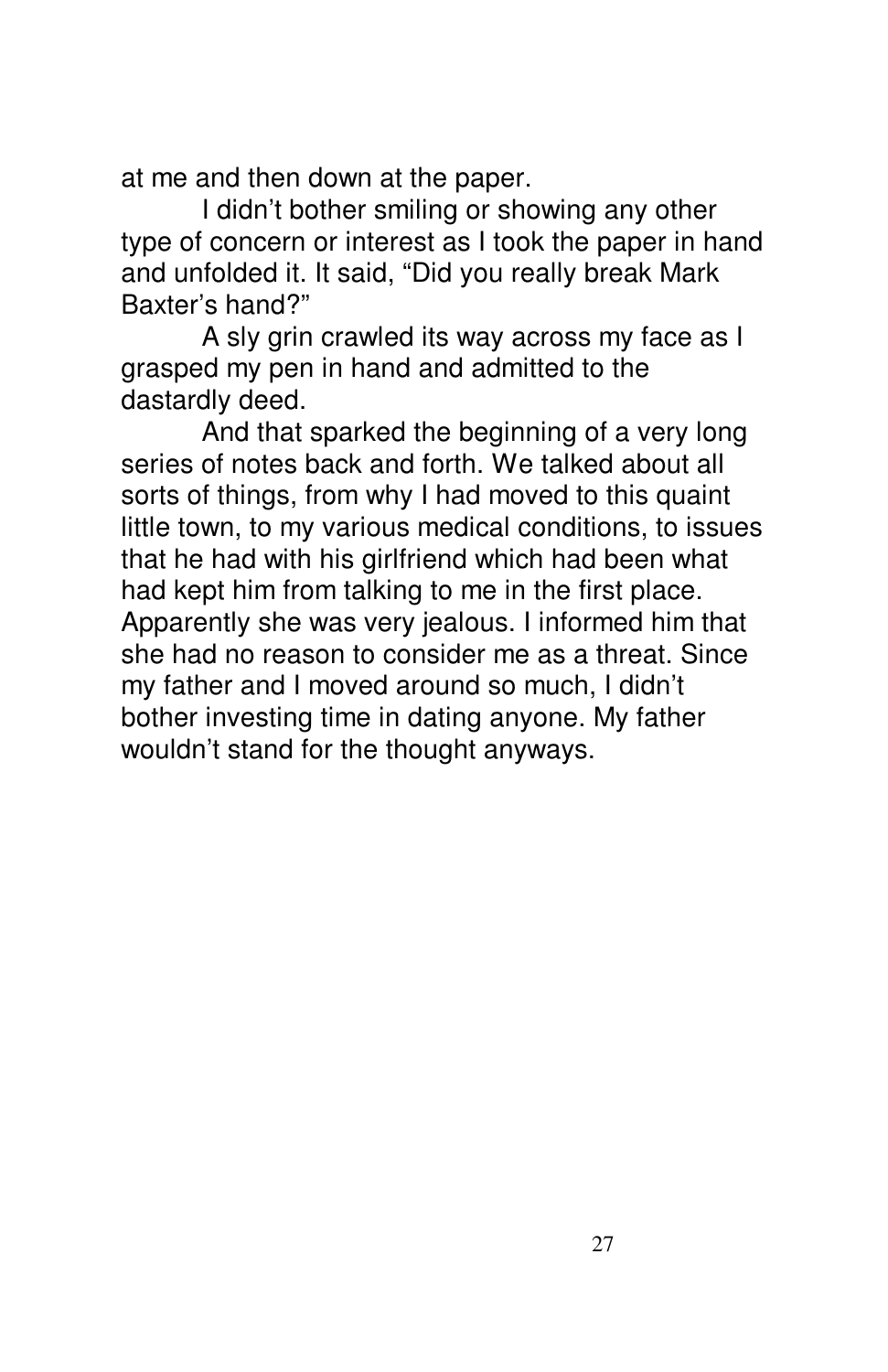at me and then down at the paper.

I didn't bother smiling or showing any other type of concern or interest as I took the paper in hand and unfolded it. It said, "Did you really break Mark Baxter's hand?"

A sly grin crawled its way across my face as I grasped my pen in hand and admitted to the dastardly deed.

And that sparked the beginning of a very long series of notes back and forth. We talked about all sorts of things, from why I had moved to this quaint little town, to my various medical conditions, to issues that he had with his girlfriend which had been what had kept him from talking to me in the first place. Apparently she was very jealous. I informed him that she had no reason to consider me as a threat. Since my father and I moved around so much, I didn't bother investing time in dating anyone. My father wouldn't stand for the thought anyways.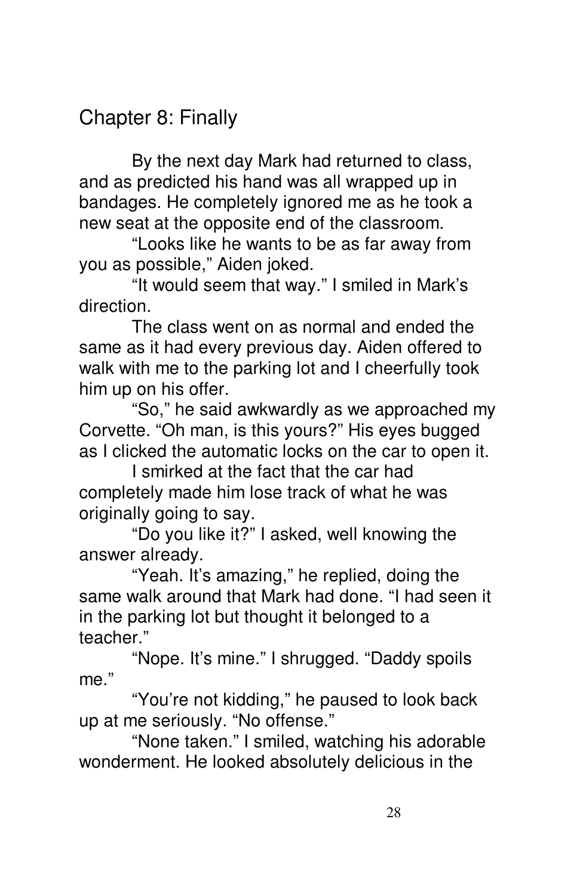## Chapter 8: Finally

By the next day Mark had returned to class, and as predicted his hand was all wrapped up in bandages. He completely ignored me as he took a new seat at the opposite end of the classroom.

"Looks like he wants to be as far away from you as possible," Aiden joked.

"It would seem that way." I smiled in Mark's direction.

The class went on as normal and ended the same as it had every previous day. Aiden offered to walk with me to the parking lot and I cheerfully took him up on his offer.

"So," he said awkwardly as we approached my Corvette. "Oh man, is this yours?" His eyes bugged as I clicked the automatic locks on the car to open it.

I smirked at the fact that the car had completely made him lose track of what he was originally going to say.

"Do you like it?" I asked, well knowing the answer already.

"Yeah. It's amazing," he replied, doing the same walk around that Mark had done. "I had seen it in the parking lot but thought it belonged to a teacher."

"Nope. It's mine." I shrugged. "Daddy spoils me."

"You're not kidding," he paused to look back up at me seriously. "No offense."

"None taken." I smiled, watching his adorable wonderment. He looked absolutely delicious in the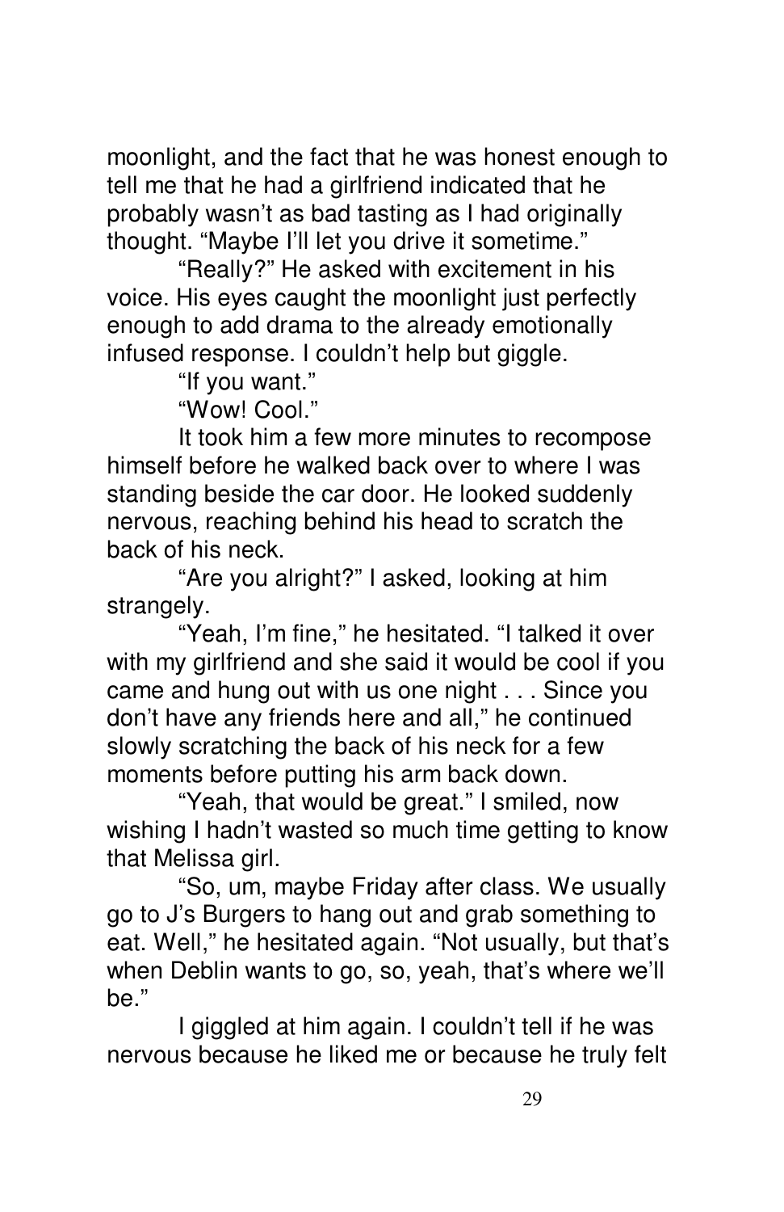moonlight, and the fact that he was honest enough to tell me that he had a girlfriend indicated that he probably wasn't as bad tasting as I had originally thought. "Maybe I'll let you drive it sometime."

"Really?" He asked with excitement in his voice. His eyes caught the moonlight just perfectly enough to add drama to the already emotionally infused response. I couldn't help but giggle.

"If you want."

"Wow! Cool."

It took him a few more minutes to recompose himself before he walked back over to where I was standing beside the car door. He looked suddenly nervous, reaching behind his head to scratch the back of his neck.

"Are you alright?" I asked, looking at him strangely.

"Yeah, I'm fine," he hesitated. "I talked it over with my girlfriend and she said it would be cool if you came and hung out with us one night . . . Since you don't have any friends here and all," he continued slowly scratching the back of his neck for a few moments before putting his arm back down.

"Yeah, that would be great." I smiled, now wishing I hadn't wasted so much time getting to know that Melissa girl.

"So, um, maybe Friday after class. We usually go to J's Burgers to hang out and grab something to eat. Well," he hesitated again. "Not usually, but that's when Deblin wants to go, so, yeah, that's where we'll be."

I giggled at him again. I couldn't tell if he was nervous because he liked me or because he truly felt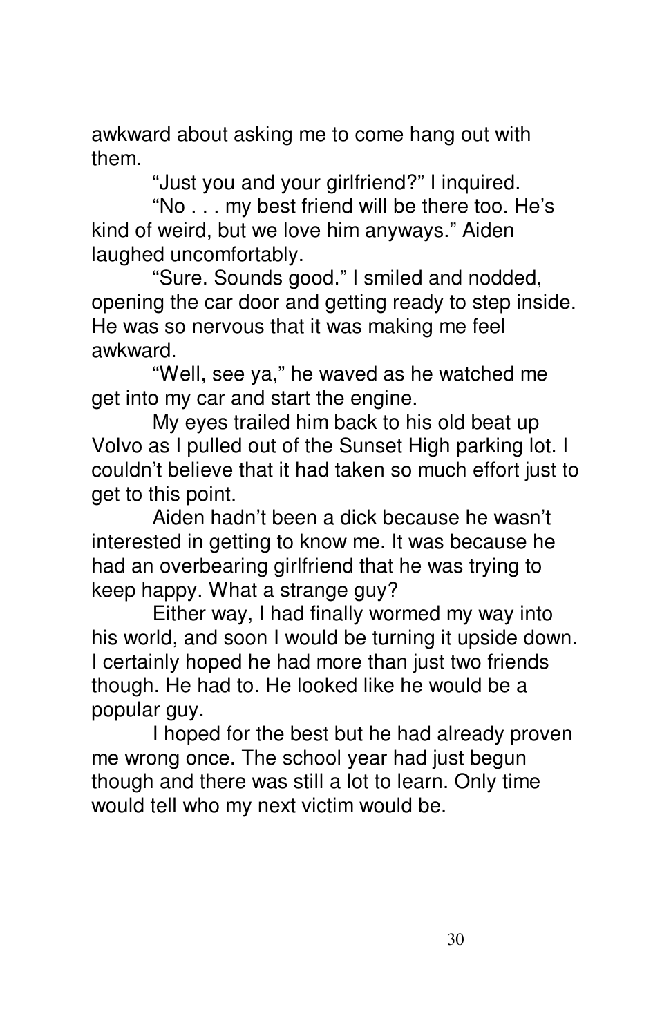awkward about asking me to come hang out with them.

"Just you and your girlfriend?" I inquired.

"No . . . my best friend will be there too. He's kind of weird, but we love him anyways." Aiden laughed uncomfortably.

"Sure. Sounds good." I smiled and nodded, opening the car door and getting ready to step inside. He was so nervous that it was making me feel awkward.

"Well, see ya," he waved as he watched me get into my car and start the engine.

My eyes trailed him back to his old beat up Volvo as I pulled out of the Sunset High parking lot. I couldn't believe that it had taken so much effort just to get to this point.

Aiden hadn't been a dick because he wasn't interested in getting to know me. It was because he had an overbearing girlfriend that he was trying to keep happy. What a strange guy?

Either way, I had finally wormed my way into his world, and soon I would be turning it upside down. I certainly hoped he had more than just two friends though. He had to. He looked like he would be a popular guy.

I hoped for the best but he had already proven me wrong once. The school year had just begun though and there was still a lot to learn. Only time would tell who my next victim would be.